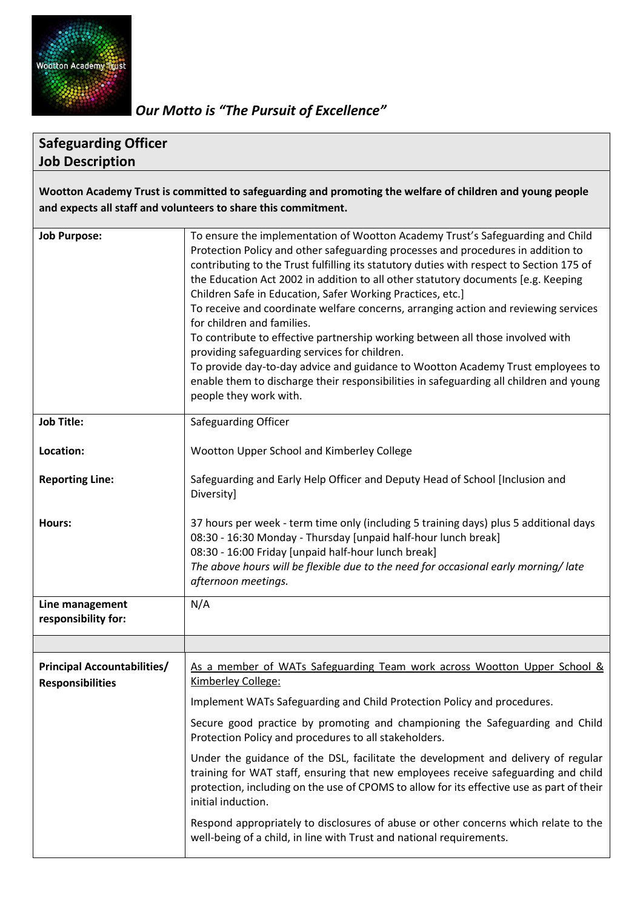*Our Motto is "The Pursuit of Excellence"*

## Safeguarding Officer
## Job Description

**Wootton Academy Trust is committed to safeguarding and promoting the welfare of children and young people and expects all staff and volunteers to share this commitment.**

| | |
|---|---|
| **Job Purpose:** | To ensure the implementation of Wootton Academy Trust's Safeguarding and Child Protection Policy and other safeguarding processes and procedures in addition to contributing to the Trust fulfilling its statutory duties with respect to Section 175 of the Education Act 2002 in addition to all other statutory documents [e.g. Keeping Children Safe in Education, Safer Working Practices, etc.]<br>To receive and coordinate welfare concerns, arranging action and reviewing services for children and families.<br>To contribute to effective partnership working between all those involved with providing safeguarding services for children.<br>To provide day-to-day advice and guidance to Wootton Academy Trust employees to enable them to discharge their responsibilities in safeguarding all children and young people they work with. |
| **Job Title:** | Safeguarding Officer |
| **Location:** | Wootton Upper School and Kimberley College |
| **Reporting Line:** | Safeguarding and Early Help Officer and Deputy Head of School [Inclusion and Diversity] |
| **Hours:** | 37 hours per week - term time only (including 5 training days) plus 5 additional days<br>08:30 - 16:30 Monday - Thursday [unpaid half-hour lunch break]<br>08:30 - 16:00 Friday [unpaid half-hour lunch break]<br>*The above hours will be flexible due to the need for occasional early morning/ late afternoon meetings.* |
| **Line management responsibility for:** | N/A |
| | |
| **Principal Accountabilities/ Responsibilities** | <u>As a member of WATs Safeguarding Team work across Wootton Upper School & Kimberley College:</u><br>Implement WATs Safeguarding and Child Protection Policy and procedures.<br>Secure good practice by promoting and championing the Safeguarding and Child Protection Policy and procedures to all stakeholders.<br>Under the guidance of the DSL, facilitate the development and delivery of regular training for WAT staff, ensuring that new employees receive safeguarding and child protection, including on the use of CPOMS to allow for its effective use as part of their initial induction.<br>Respond appropriately to disclosures of abuse or other concerns which relate to the well-being of a child, in line with Trust and national requirements. |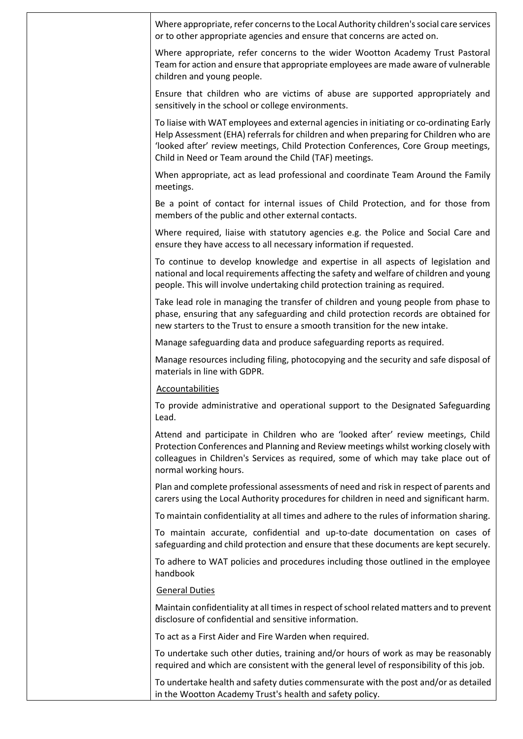Where appropriate, refer concerns to the Local Authority children's social care services or to other appropriate agencies and ensure that concerns are acted on.

Where appropriate, refer concerns to the wider Wootton Academy Trust Pastoral Team for action and ensure that appropriate employees are made aware of vulnerable children and young people.

Ensure that children who are victims of abuse are supported appropriately and sensitively in the school or college environments.

To liaise with WAT employees and external agencies in initiating or co-ordinating Early Help Assessment (EHA) referrals for children and when preparing for Children who are 'looked after' review meetings, Child Protection Conferences, Core Group meetings, Child in Need or Team around the Child (TAF) meetings.

When appropriate, act as lead professional and coordinate Team Around the Family meetings.

Be a point of contact for internal issues of Child Protection, and for those from members of the public and other external contacts.

Where required, liaise with statutory agencies e.g. the Police and Social Care and ensure they have access to all necessary information if requested.

To continue to develop knowledge and expertise in all aspects of legislation and national and local requirements affecting the safety and welfare of children and young people. This will involve undertaking child protection training as required.

Take lead role in managing the transfer of children and young people from phase to phase, ensuring that any safeguarding and child protection records are obtained for new starters to the Trust to ensure a smooth transition for the new intake.

Manage safeguarding data and produce safeguarding reports as required.

Manage resources including filing, photocopying and the security and safe disposal of materials in line with GDPR.

Accountabilities

To provide administrative and operational support to the Designated Safeguarding Lead.

Attend and participate in Children who are 'looked after' review meetings, Child Protection Conferences and Planning and Review meetings whilst working closely with colleagues in Children's Services as required, some of which may take place out of normal working hours.

Plan and complete professional assessments of need and risk in respect of parents and carers using the Local Authority procedures for children in need and significant harm.

To maintain confidentiality at all times and adhere to the rules of information sharing.

To maintain accurate, confidential and up-to-date documentation on cases of safeguarding and child protection and ensure that these documents are kept securely.

To adhere to WAT policies and procedures including those outlined in the employee handbook

General Duties

Maintain confidentiality at all times in respect of school related matters and to prevent disclosure of confidential and sensitive information.

To act as a First Aider and Fire Warden when required.

To undertake such other duties, training and/or hours of work as may be reasonably required and which are consistent with the general level of responsibility of this job.

To undertake health and safety duties commensurate with the post and/or as detailed in the Wootton Academy Trust's health and safety policy.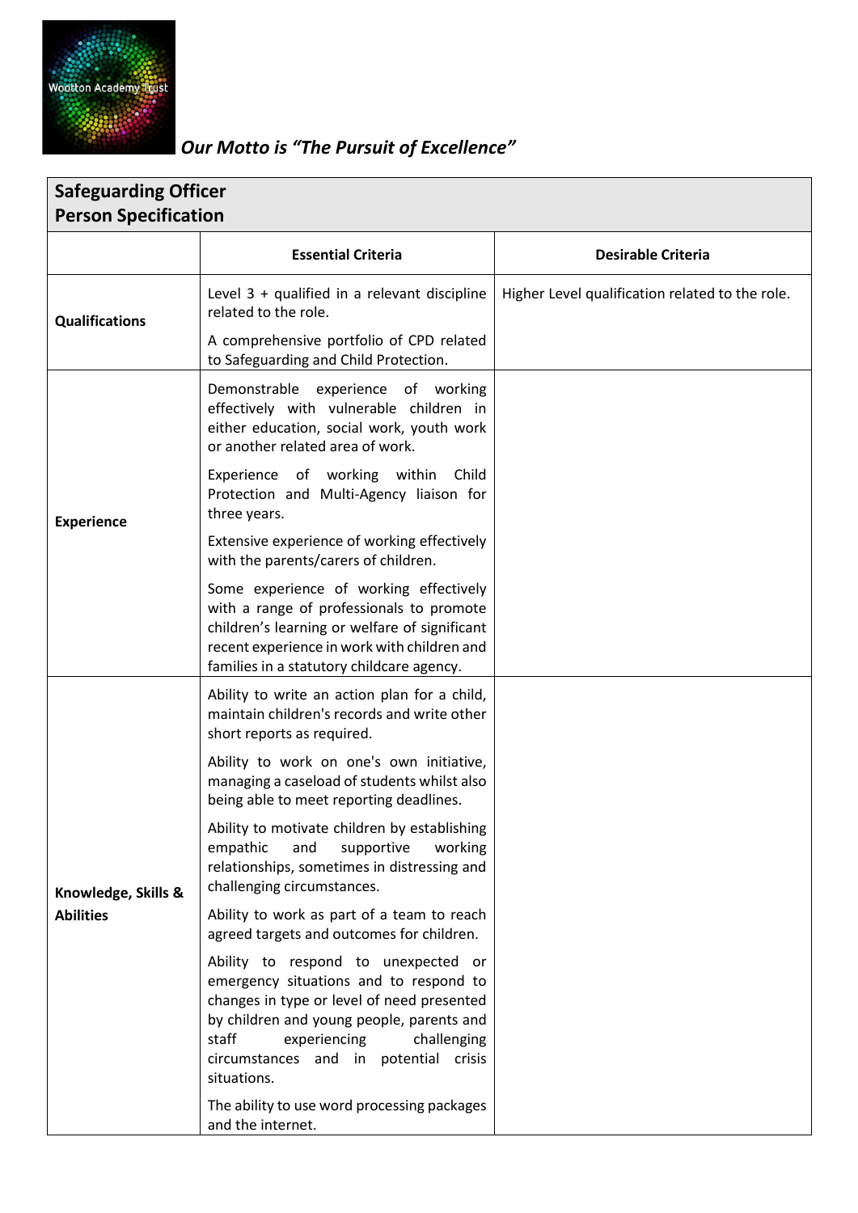Wootton Academy Trust

***Our Motto is "The Pursuit of Excellence"***

| **Safeguarding Officer<br>Person Specification** | | |
|---|---|---|
| | **Essential Criteria** | **Desirable Criteria** |
| **Qualifications** | Level 3 + qualified in a relevant discipline related to the role.<br><br>A comprehensive portfolio of CPD related to Safeguarding and Child Protection. | Higher Level qualification related to the role. |
| **Experience** | Demonstrable experience of working effectively with vulnerable children in either education, social work, youth work or another related area of work.<br><br>Experience of working within Child Protection and Multi-Agency liaison for three years.<br><br>Extensive experience of working effectively with the parents/carers of children.<br><br>Some experience of working effectively with a range of professionals to promote children's learning or welfare of significant recent experience in work with children and families in a statutory childcare agency. | |
| **Knowledge, Skills & Abilities** | Ability to write an action plan for a child, maintain children's records and write other short reports as required.<br><br>Ability to work on one's own initiative, managing a caseload of students whilst also being able to meet reporting deadlines.<br><br>Ability to motivate children by establishing empathic and supportive working relationships, sometimes in distressing and challenging circumstances.<br><br>Ability to work as part of a team to reach agreed targets and outcomes for children.<br><br>Ability to respond to unexpected or emergency situations and to respond to changes in type or level of need presented by children and young people, parents and staff experiencing challenging circumstances and in potential crisis situations.<br><br>The ability to use word processing packages and the internet. | |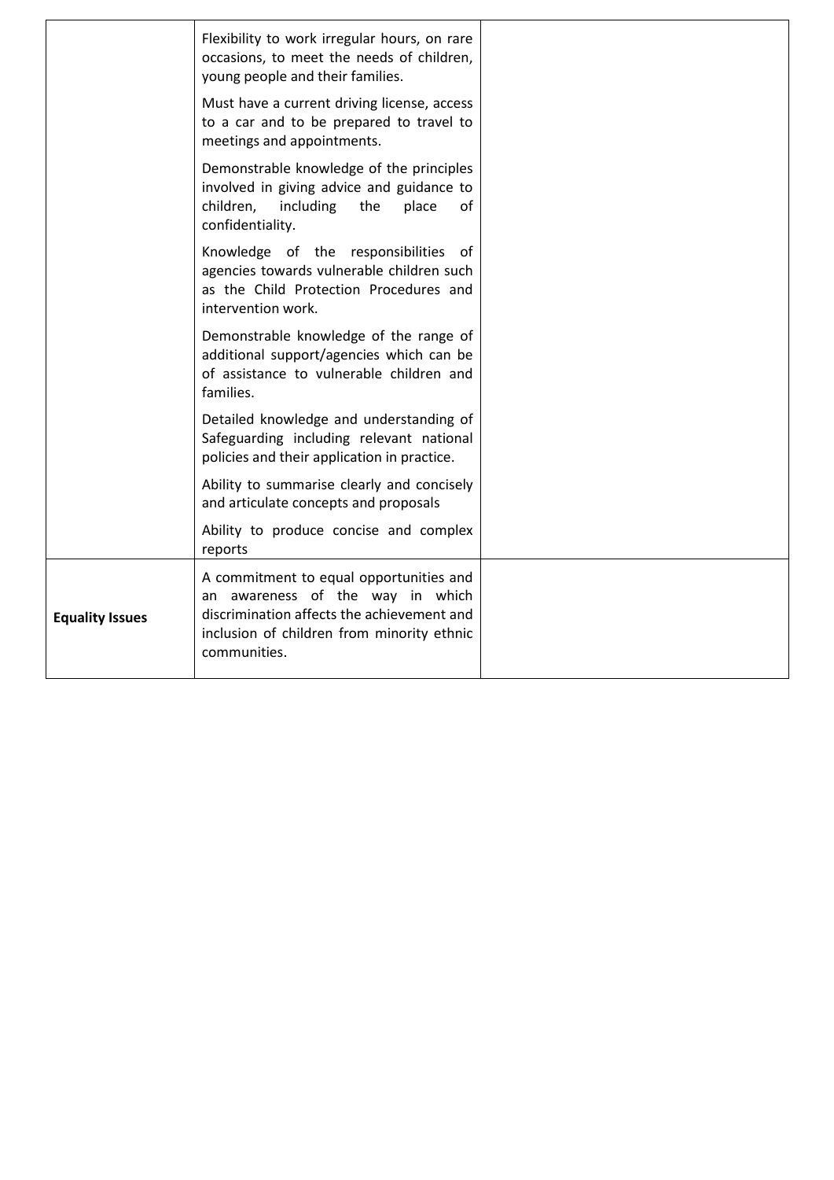| | | |
|---|---|---|
| | Flexibility to work irregular hours, on rare occasions, to meet the needs of children, young people and their families.<br><br>Must have a current driving license, access to a car and to be prepared to travel to meetings and appointments.<br><br>Demonstrable knowledge of the principles involved in giving advice and guidance to children, including the place of confidentiality.<br><br>Knowledge of the responsibilities of agencies towards vulnerable children such as the Child Protection Procedures and intervention work.<br><br>Demonstrable knowledge of the range of additional support/agencies which can be of assistance to vulnerable children and families.<br><br>Detailed knowledge and understanding of Safeguarding including relevant national policies and their application in practice.<br><br>Ability to summarise clearly and concisely and articulate concepts and proposals<br><br>Ability to produce concise and complex reports | |
| **Equality Issues** | A commitment to equal opportunities and an awareness of the way in which discrimination affects the achievement and inclusion of children from minority ethnic communities. | |